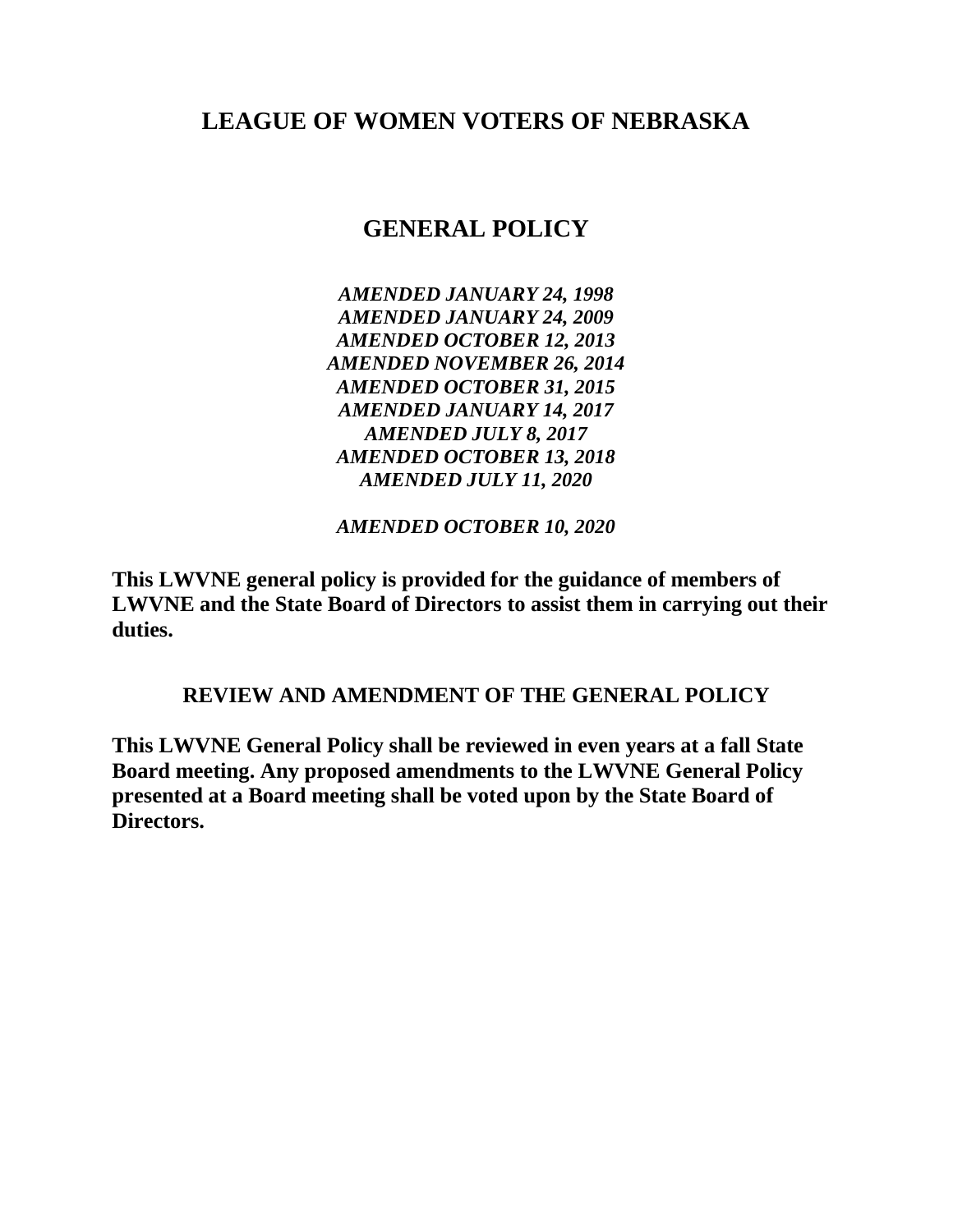# LEAGUE OF WOMEN VOTERS OF NEBRASKA

## GENERAL POLICY

***AMENDED JANUARY 24, 1998***
***AMENDED JANUARY 24, 2009***
***AMENDED OCTOBER 12, 2013***
***AMENDED NOVEMBER 26, 2014***
***AMENDED OCTOBER 31, 2015***
***AMENDED JANUARY 14, 2017***
***AMENDED JULY 8, 2017***
***AMENDED OCTOBER 13, 2018***
***AMENDED JULY 11, 2020***

***AMENDED OCTOBER 10, 2020***

**This LWVNE general policy is provided for the guidance of members of LWVNE and the State Board of Directors to assist them in carrying out their duties.**

### REVIEW AND AMENDMENT OF THE GENERAL POLICY

**This LWVNE General Policy shall be reviewed in even years at a fall State Board meeting. Any proposed amendments to the LWVNE General Policy presented at a Board meeting shall be voted upon by the State Board of Directors.**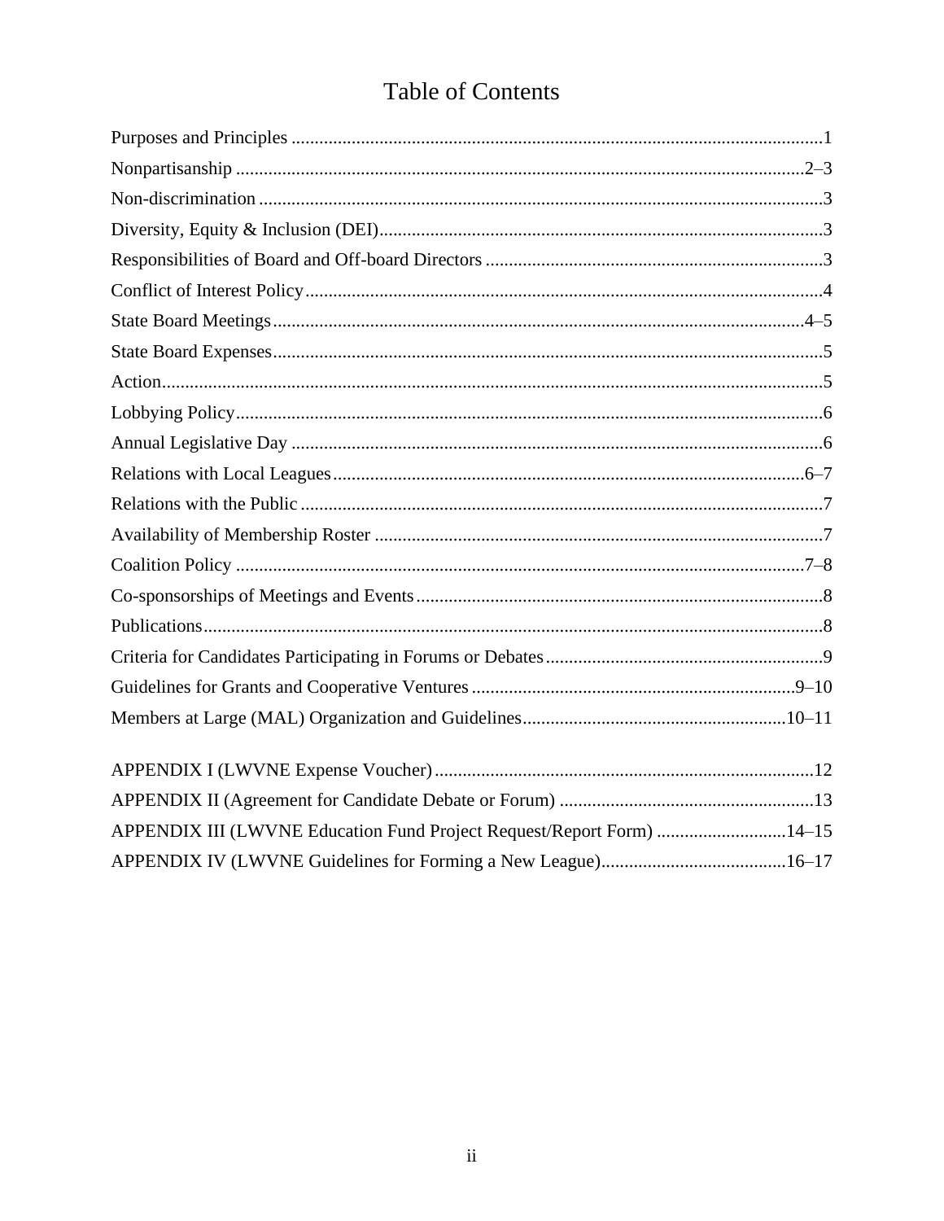# Table of Contents

Purposes and Principles ..........1
Nonpartisanship ..........2–3
Non-discrimination ..........3
Diversity, Equity & Inclusion (DEI) ..........3
Responsibilities of Board and Off-board Directors ..........3
Conflict of Interest Policy ..........4
State Board Meetings ..........4–5
State Board Expenses ..........5
Action ..........5
Lobbying Policy ..........6
Annual Legislative Day ..........6
Relations with Local Leagues ..........6–7
Relations with the Public ..........7
Availability of Membership Roster ..........7
Coalition Policy ..........7–8
Co-sponsorships of Meetings and Events ..........8
Publications ..........8
Criteria for Candidates Participating in Forums or Debates ..........9
Guidelines for Grants and Cooperative Ventures ..........9–10
Members at Large (MAL) Organization and Guidelines ..........10–11

APPENDIX I (LWVNE Expense Voucher) ..........12
APPENDIX II (Agreement for Candidate Debate or Forum) ..........13
APPENDIX III (LWVNE Education Fund Project Request/Report Form) ..........14–15
APPENDIX IV (LWVNE Guidelines for Forming a New League) ..........16–17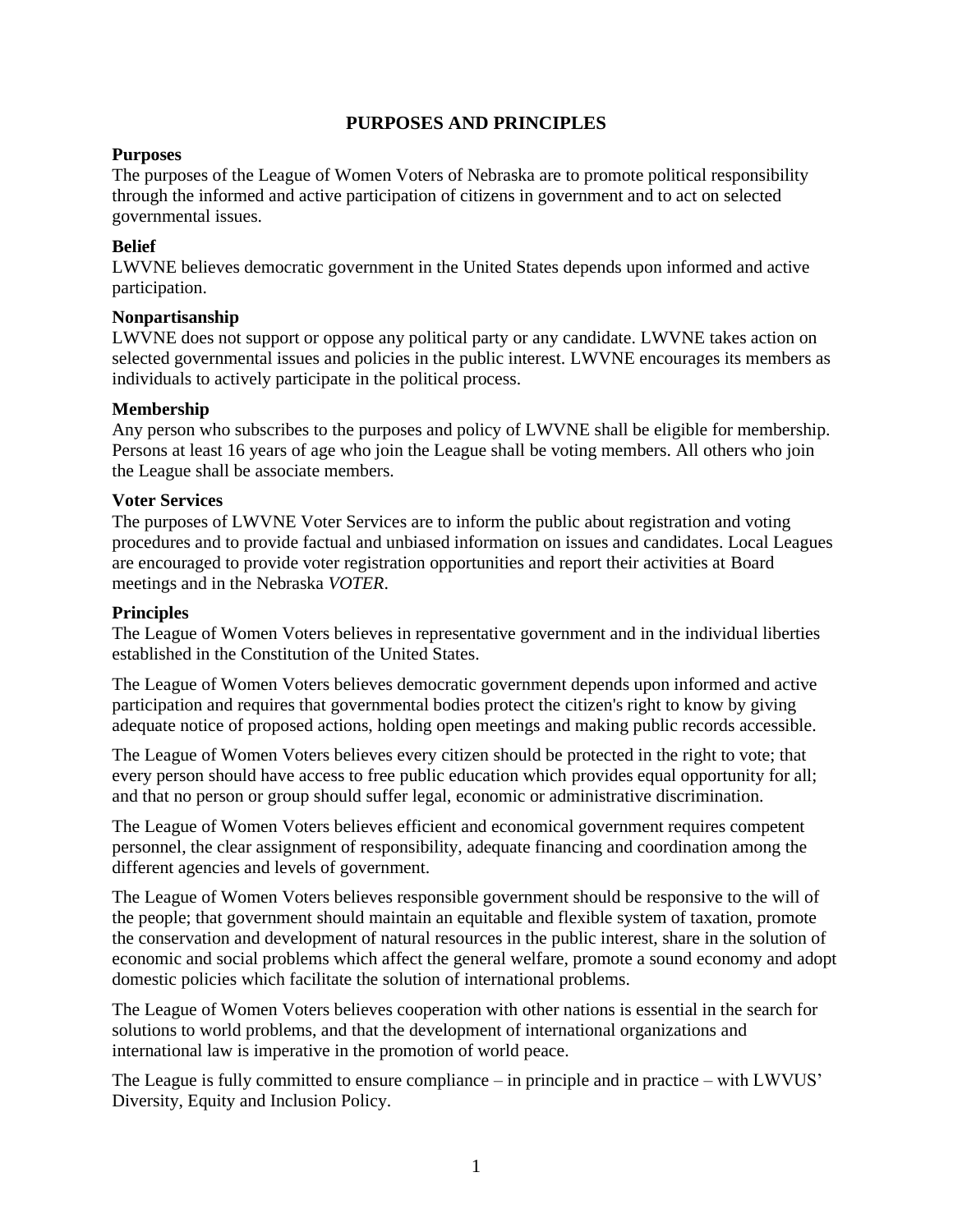# PURPOSES AND PRINCIPLES

**Purposes**

The purposes of the League of Women Voters of Nebraska are to promote political responsibility through the informed and active participation of citizens in government and to act on selected governmental issues.

**Belief**

LWVNE believes democratic government in the United States depends upon informed and active participation.

**Nonpartisanship**

LWVNE does not support or oppose any political party or any candidate. LWVNE takes action on selected governmental issues and policies in the public interest. LWVNE encourages its members as individuals to actively participate in the political process.

**Membership**

Any person who subscribes to the purposes and policy of LWVNE shall be eligible for membership. Persons at least 16 years of age who join the League shall be voting members. All others who join the League shall be associate members.

**Voter Services**

The purposes of LWVNE Voter Services are to inform the public about registration and voting procedures and to provide factual and unbiased information on issues and candidates. Local Leagues are encouraged to provide voter registration opportunities and report their activities at Board meetings and in the Nebraska *VOTER*.

**Principles**

The League of Women Voters believes in representative government and in the individual liberties established in the Constitution of the United States.

The League of Women Voters believes democratic government depends upon informed and active participation and requires that governmental bodies protect the citizen's right to know by giving adequate notice of proposed actions, holding open meetings and making public records accessible.

The League of Women Voters believes every citizen should be protected in the right to vote; that every person should have access to free public education which provides equal opportunity for all; and that no person or group should suffer legal, economic or administrative discrimination.

The League of Women Voters believes efficient and economical government requires competent personnel, the clear assignment of responsibility, adequate financing and coordination among the different agencies and levels of government.

The League of Women Voters believes responsible government should be responsive to the will of the people; that government should maintain an equitable and flexible system of taxation, promote the conservation and development of natural resources in the public interest, share in the solution of economic and social problems which affect the general welfare, promote a sound economy and adopt domestic policies which facilitate the solution of international problems.

The League of Women Voters believes cooperation with other nations is essential in the search for solutions to world problems, and that the development of international organizations and international law is imperative in the promotion of world peace.

The League is fully committed to ensure compliance – in principle and in practice – with LWVUS' Diversity, Equity and Inclusion Policy.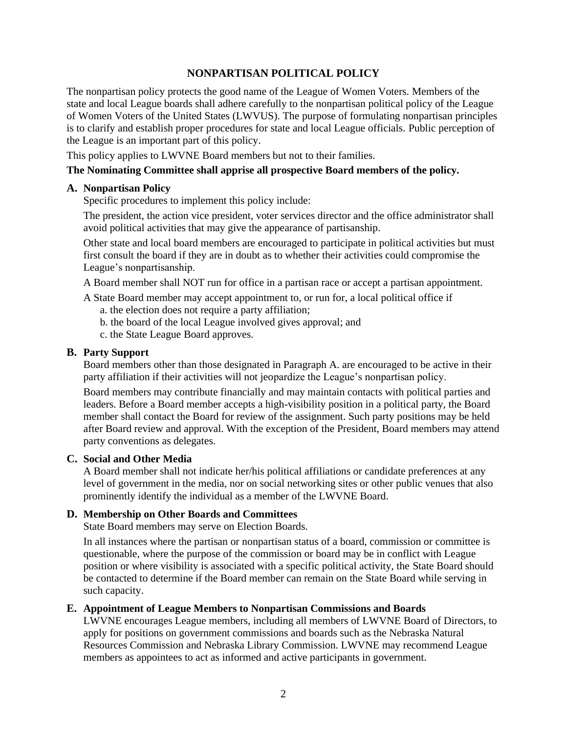## NONPARTISAN POLITICAL POLICY

The nonpartisan policy protects the good name of the League of Women Voters. Members of the state and local League boards shall adhere carefully to the nonpartisan political policy of the League of Women Voters of the United States (LWVUS). The purpose of formulating nonpartisan principles is to clarify and establish proper procedures for state and local League officials. Public perception of the League is an important part of this policy.

This policy applies to LWVNE Board members but not to their families.

**The Nominating Committee shall apprise all prospective Board members of the policy.**

### A. Nonpartisan Policy

Specific procedures to implement this policy include:

The president, the action vice president, voter services director and the office administrator shall avoid political activities that may give the appearance of partisanship.

Other state and local board members are encouraged to participate in political activities but must first consult the board if they are in doubt as to whether their activities could compromise the League's nonpartisanship.

A Board member shall NOT run for office in a partisan race or accept a partisan appointment.

A State Board member may accept appointment to, or run for, a local political office if

a. the election does not require a party affiliation;
b. the board of the local League involved gives approval; and
c. the State League Board approves.

### B. Party Support

Board members other than those designated in Paragraph A. are encouraged to be active in their party affiliation if their activities will not jeopardize the League's nonpartisan policy.

Board members may contribute financially and may maintain contacts with political parties and leaders. Before a Board member accepts a high-visibility position in a political party, the Board member shall contact the Board for review of the assignment. Such party positions may be held after Board review and approval. With the exception of the President, Board members may attend party conventions as delegates.

### C. Social and Other Media

A Board member shall not indicate her/his political affiliations or candidate preferences at any level of government in the media, nor on social networking sites or other public venues that also prominently identify the individual as a member of the LWVNE Board.

### D. Membership on Other Boards and Committees

State Board members may serve on Election Boards.

In all instances where the partisan or nonpartisan status of a board, commission or committee is questionable, where the purpose of the commission or board may be in conflict with League position or where visibility is associated with a specific political activity, the State Board should be contacted to determine if the Board member can remain on the State Board while serving in such capacity.

### E. Appointment of League Members to Nonpartisan Commissions and Boards

LWVNE encourages League members, including all members of LWVNE Board of Directors, to apply for positions on government commissions and boards such as the Nebraska Natural Resources Commission and Nebraska Library Commission. LWVNE may recommend League members as appointees to act as informed and active participants in government.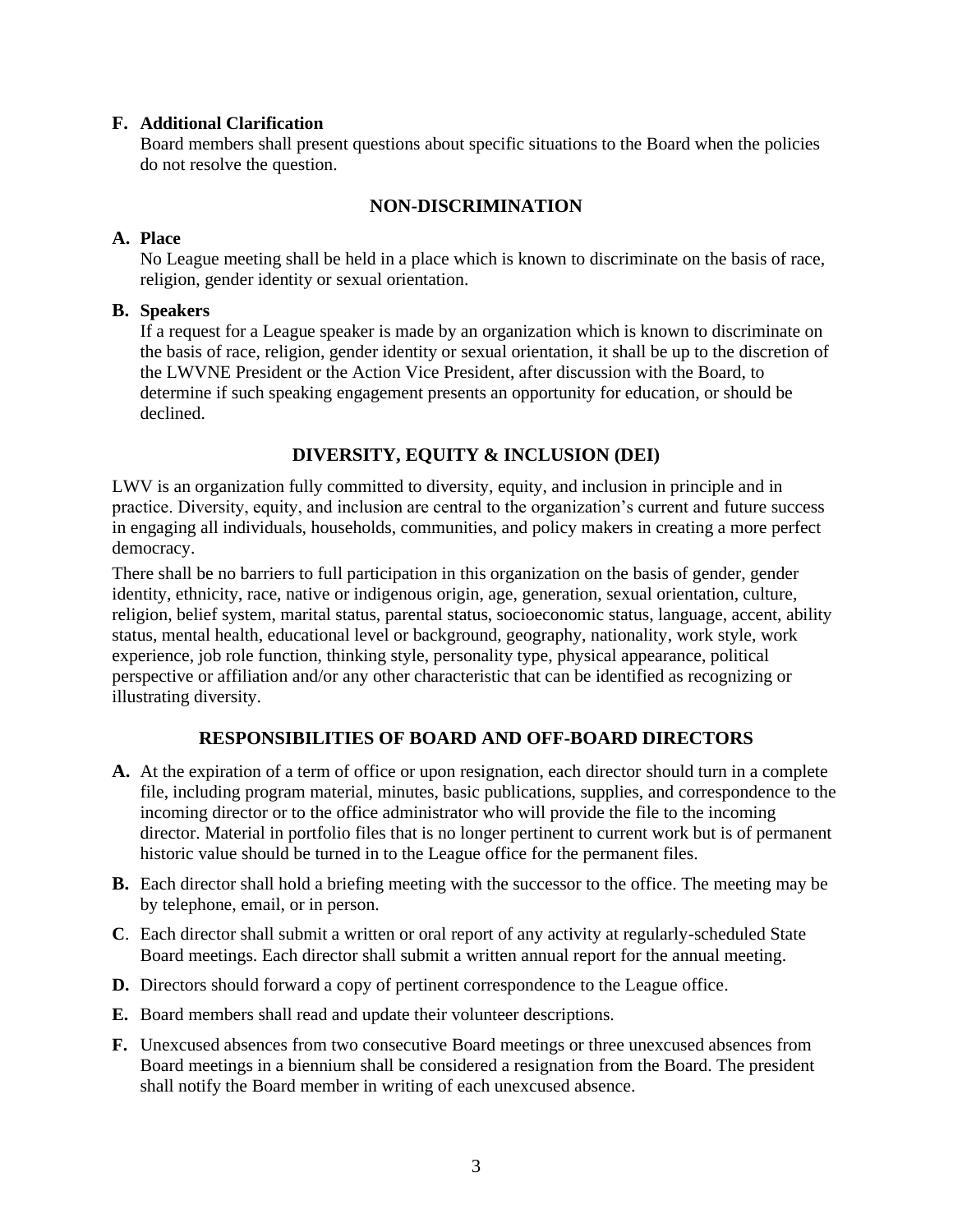**F. Additional Clarification**

Board members shall present questions about specific situations to the Board when the policies do not resolve the question.

## NON-DISCRIMINATION

**A. Place**

No League meeting shall be held in a place which is known to discriminate on the basis of race, religion, gender identity or sexual orientation.

**B. Speakers**

If a request for a League speaker is made by an organization which is known to discriminate on the basis of race, religion, gender identity or sexual orientation, it shall be up to the discretion of the LWVNE President or the Action Vice President, after discussion with the Board, to determine if such speaking engagement presents an opportunity for education, or should be declined.

## DIVERSITY, EQUITY & INCLUSION (DEI)

LWV is an organization fully committed to diversity, equity, and inclusion in principle and in practice. Diversity, equity, and inclusion are central to the organization's current and future success in engaging all individuals, households, communities, and policy makers in creating a more perfect democracy.

There shall be no barriers to full participation in this organization on the basis of gender, gender identity, ethnicity, race, native or indigenous origin, age, generation, sexual orientation, culture, religion, belief system, marital status, parental status, socioeconomic status, language, accent, ability status, mental health, educational level or background, geography, nationality, work style, work experience, job role function, thinking style, personality type, physical appearance, political perspective or affiliation and/or any other characteristic that can be identified as recognizing or illustrating diversity.

## RESPONSIBILITIES OF BOARD AND OFF-BOARD DIRECTORS

**A.** At the expiration of a term of office or upon resignation, each director should turn in a complete file, including program material, minutes, basic publications, supplies, and correspondence to the incoming director or to the office administrator who will provide the file to the incoming director. Material in portfolio files that is no longer pertinent to current work but is of permanent historic value should be turned in to the League office for the permanent files.

**B.** Each director shall hold a briefing meeting with the successor to the office. The meeting may be by telephone, email, or in person.

**C**. Each director shall submit a written or oral report of any activity at regularly-scheduled State Board meetings. Each director shall submit a written annual report for the annual meeting.

**D.** Directors should forward a copy of pertinent correspondence to the League office.

**E.** Board members shall read and update their volunteer descriptions.

**F.** Unexcused absences from two consecutive Board meetings or three unexcused absences from Board meetings in a biennium shall be considered a resignation from the Board. The president shall notify the Board member in writing of each unexcused absence.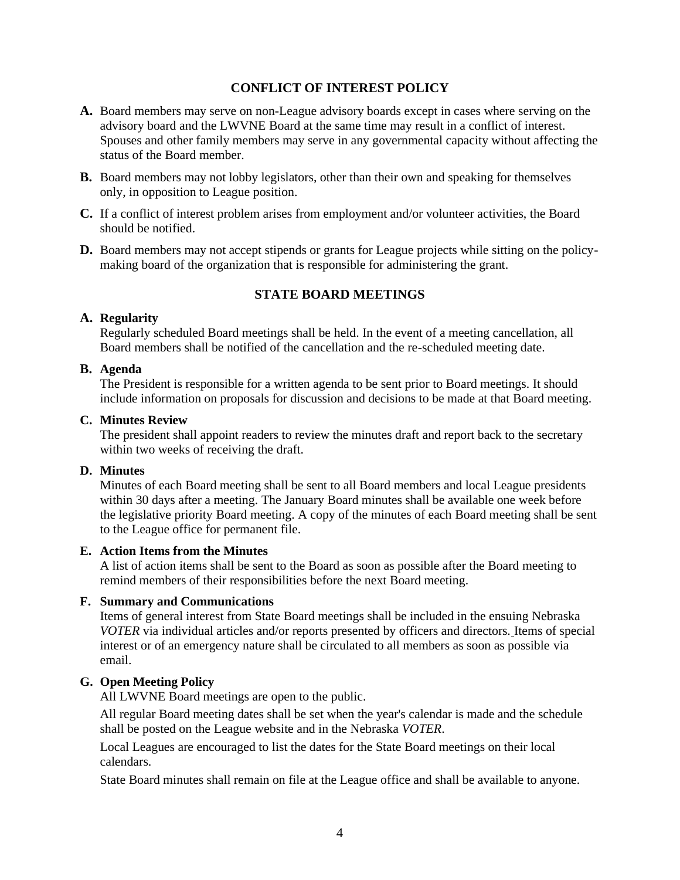## CONFLICT OF INTEREST POLICY

**A.** Board members may serve on non-League advisory boards except in cases where serving on the advisory board and the LWVNE Board at the same time may result in a conflict of interest. Spouses and other family members may serve in any governmental capacity without affecting the status of the Board member.

**B.** Board members may not lobby legislators, other than their own and speaking for themselves only, in opposition to League position.

**C.** If a conflict of interest problem arises from employment and/or volunteer activities, the Board should be notified.

**D.** Board members may not accept stipends or grants for League projects while sitting on the policy-making board of the organization that is responsible for administering the grant.

## STATE BOARD MEETINGS

**A. Regularity**

Regularly scheduled Board meetings shall be held. In the event of a meeting cancellation, all Board members shall be notified of the cancellation and the re-scheduled meeting date.

**B. Agenda**

The President is responsible for a written agenda to be sent prior to Board meetings. It should include information on proposals for discussion and decisions to be made at that Board meeting.

**C. Minutes Review**

The president shall appoint readers to review the minutes draft and report back to the secretary within two weeks of receiving the draft.

**D. Minutes**

Minutes of each Board meeting shall be sent to all Board members and local League presidents within 30 days after a meeting. The January Board minutes shall be available one week before the legislative priority Board meeting. A copy of the minutes of each Board meeting shall be sent to the League office for permanent file.

**E. Action Items from the Minutes**

A list of action items shall be sent to the Board as soon as possible after the Board meeting to remind members of their responsibilities before the next Board meeting.

**F. Summary and Communications**

Items of general interest from State Board meetings shall be included in the ensuing Nebraska *VOTER* via individual articles and/or reports presented by officers and directors. Items of special interest or of an emergency nature shall be circulated to all members as soon as possible via email.

**G. Open Meeting Policy**

All LWVNE Board meetings are open to the public.

All regular Board meeting dates shall be set when the year's calendar is made and the schedule shall be posted on the League website and in the Nebraska *VOTER*.

Local Leagues are encouraged to list the dates for the State Board meetings on their local calendars.

State Board minutes shall remain on file at the League office and shall be available to anyone.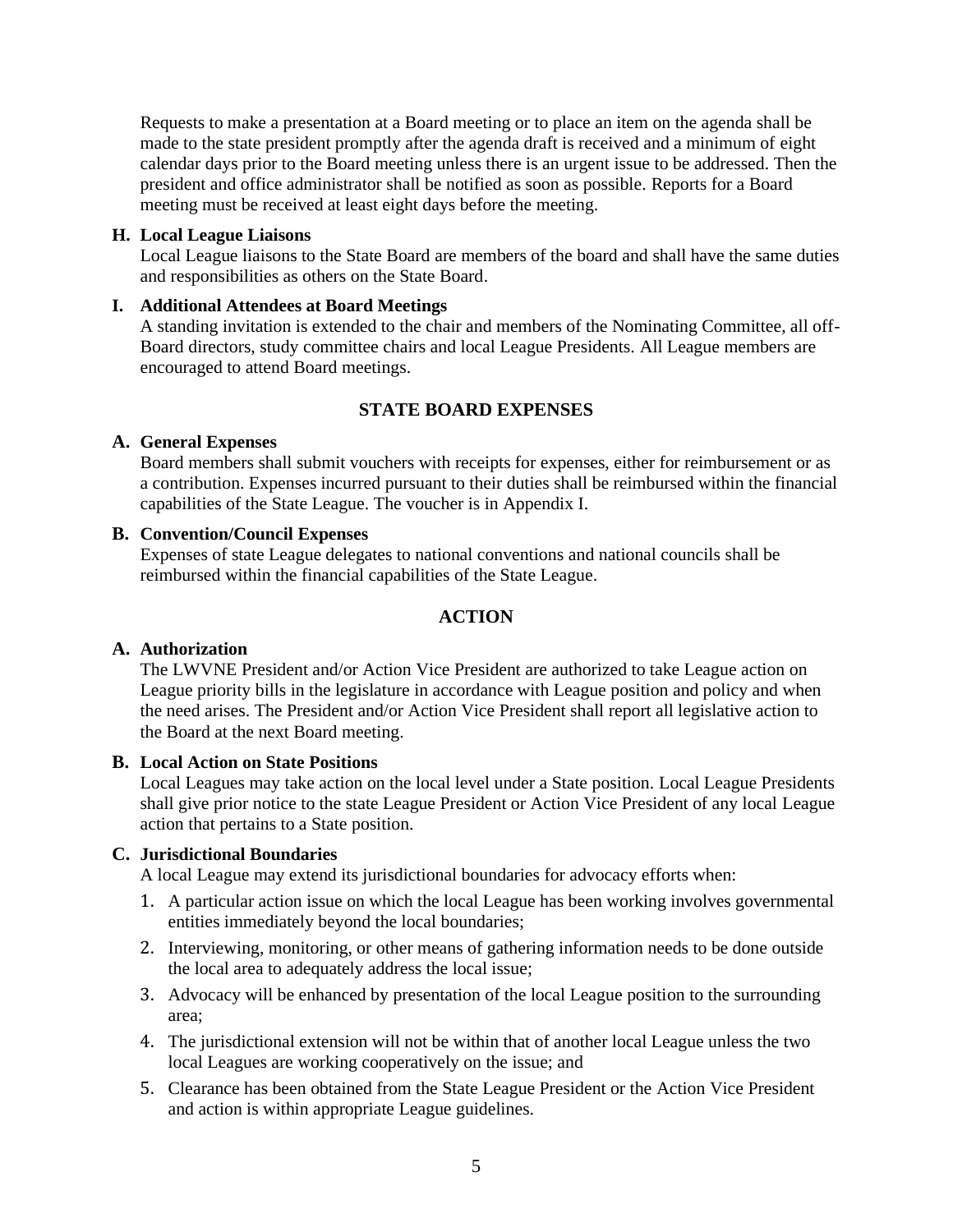Requests to make a presentation at a Board meeting or to place an item on the agenda shall be made to the state president promptly after the agenda draft is received and a minimum of eight calendar days prior to the Board meeting unless there is an urgent issue to be addressed. Then the president and office administrator shall be notified as soon as possible. Reports for a Board meeting must be received at least eight days before the meeting.

**H. Local League Liaisons**

Local League liaisons to the State Board are members of the board and shall have the same duties and responsibilities as others on the State Board.

**I. Additional Attendees at Board Meetings**

A standing invitation is extended to the chair and members of the Nominating Committee, all off-Board directors, study committee chairs and local League Presidents. All League members are encouraged to attend Board meetings.

## STATE BOARD EXPENSES

**A. General Expenses**

Board members shall submit vouchers with receipts for expenses, either for reimbursement or as a contribution. Expenses incurred pursuant to their duties shall be reimbursed within the financial capabilities of the State League. The voucher is in Appendix I.

**B. Convention/Council Expenses**

Expenses of state League delegates to national conventions and national councils shall be reimbursed within the financial capabilities of the State League.

## ACTION

**A. Authorization**

The LWVNE President and/or Action Vice President are authorized to take League action on League priority bills in the legislature in accordance with League position and policy and when the need arises. The President and/or Action Vice President shall report all legislative action to the Board at the next Board meeting.

**B. Local Action on State Positions**

Local Leagues may take action on the local level under a State position. Local League Presidents shall give prior notice to the state League President or Action Vice President of any local League action that pertains to a State position.

**C. Jurisdictional Boundaries**

A local League may extend its jurisdictional boundaries for advocacy efforts when:

1. A particular action issue on which the local League has been working involves governmental entities immediately beyond the local boundaries;
2. Interviewing, monitoring, or other means of gathering information needs to be done outside the local area to adequately address the local issue;
3. Advocacy will be enhanced by presentation of the local League position to the surrounding area;
4. The jurisdictional extension will not be within that of another local League unless the two local Leagues are working cooperatively on the issue; and
5. Clearance has been obtained from the State League President or the Action Vice President and action is within appropriate League guidelines.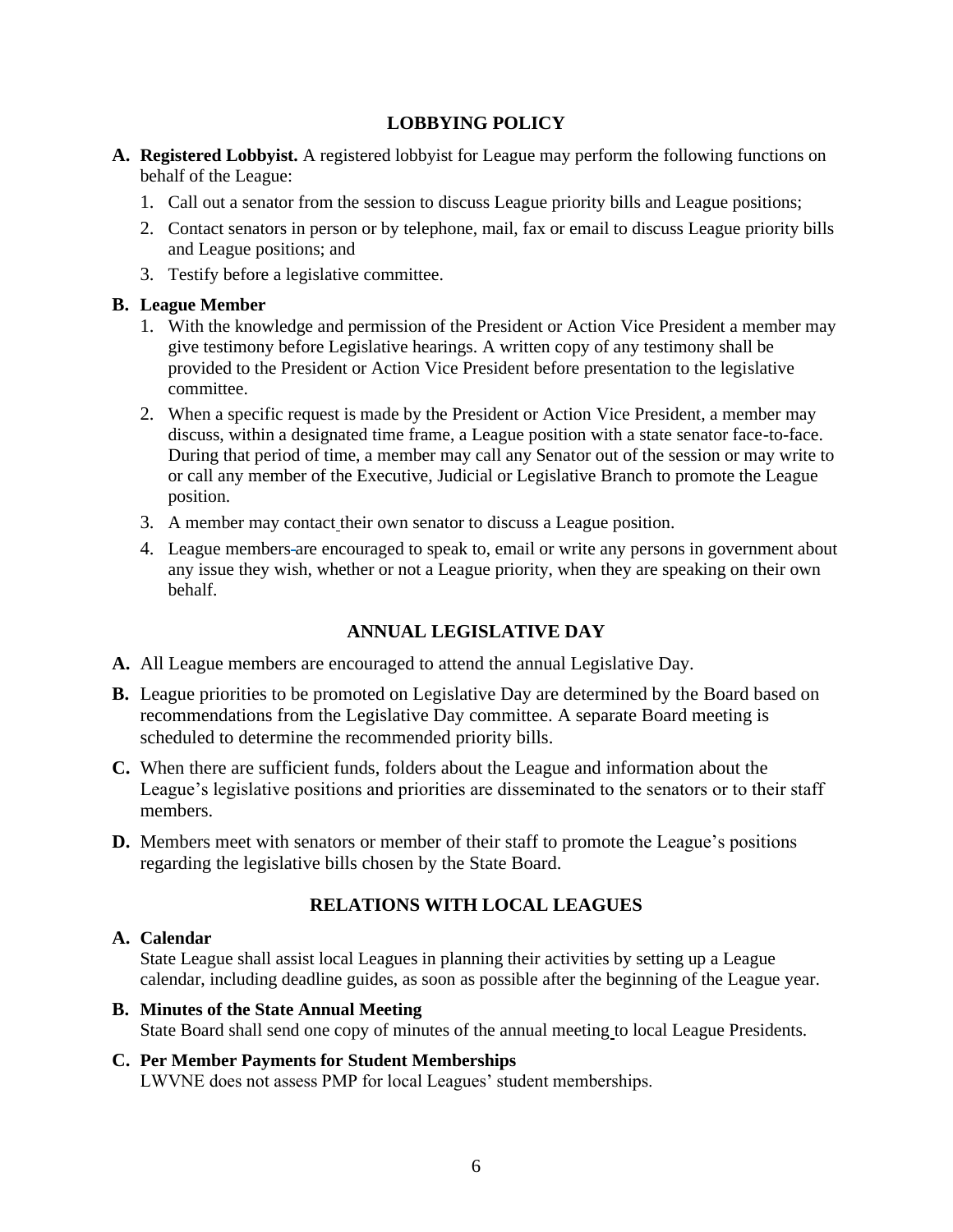## LOBBYING POLICY

**A. Registered Lobbyist.** A registered lobbyist for League may perform the following functions on behalf of the League:

1. Call out a senator from the session to discuss League priority bills and League positions;
2. Contact senators in person or by telephone, mail, fax or email to discuss League priority bills and League positions; and
3. Testify before a legislative committee.

**B. League Member**

1. With the knowledge and permission of the President or Action Vice President a member may give testimony before Legislative hearings. A written copy of any testimony shall be provided to the President or Action Vice President before presentation to the legislative committee.
2. When a specific request is made by the President or Action Vice President, a member may discuss, within a designated time frame, a League position with a state senator face-to-face. During that period of time, a member may call any Senator out of the session or may write to or call any member of the Executive, Judicial or Legislative Branch to promote the League position.
3. A member may contact their own senator to discuss a League position.
4. League members are encouraged to speak to, email or write any persons in government about any issue they wish, whether or not a League priority, when they are speaking on their own behalf.

## ANNUAL LEGISLATIVE DAY

**A.** All League members are encouraged to attend the annual Legislative Day.

**B.** League priorities to be promoted on Legislative Day are determined by the Board based on recommendations from the Legislative Day committee. A separate Board meeting is scheduled to determine the recommended priority bills.

**C.** When there are sufficient funds, folders about the League and information about the League's legislative positions and priorities are disseminated to the senators or to their staff members.

**D.** Members meet with senators or member of their staff to promote the League's positions regarding the legislative bills chosen by the State Board.

## RELATIONS WITH LOCAL LEAGUES

**A. Calendar**
State League shall assist local Leagues in planning their activities by setting up a League calendar, including deadline guides, as soon as possible after the beginning of the League year.

**B. Minutes of the State Annual Meeting**
State Board shall send one copy of minutes of the annual meeting to local League Presidents.

**C. Per Member Payments for Student Memberships**
LWVNE does not assess PMP for local Leagues' student memberships.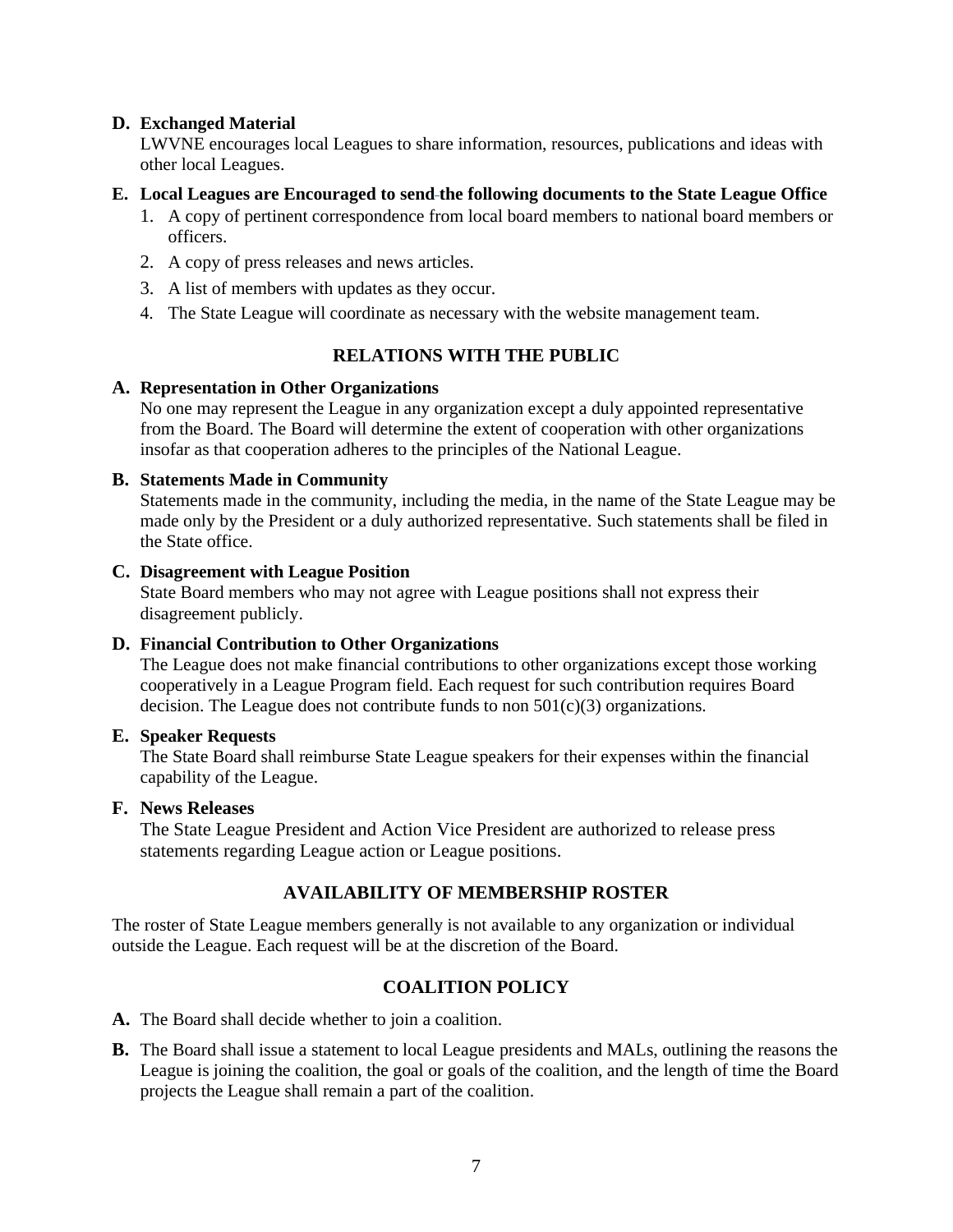**D. Exchanged Material**

LWVNE encourages local Leagues to share information, resources, publications and ideas with other local Leagues.

**E. Local Leagues are Encouraged to send the following documents to the State League Office**

1. A copy of pertinent correspondence from local board members to national board members or officers.
2. A copy of press releases and news articles.
3. A list of members with updates as they occur.
4. The State League will coordinate as necessary with the website management team.

## RELATIONS WITH THE PUBLIC

**A. Representation in Other Organizations**

No one may represent the League in any organization except a duly appointed representative from the Board. The Board will determine the extent of cooperation with other organizations insofar as that cooperation adheres to the principles of the National League.

**B. Statements Made in Community**

Statements made in the community, including the media, in the name of the State League may be made only by the President or a duly authorized representative. Such statements shall be filed in the State office.

**C. Disagreement with League Position**

State Board members who may not agree with League positions shall not express their disagreement publicly.

**D. Financial Contribution to Other Organizations**

The League does not make financial contributions to other organizations except those working cooperatively in a League Program field. Each request for such contribution requires Board decision. The League does not contribute funds to non 501(c)(3) organizations.

**E. Speaker Requests**

The State Board shall reimburse State League speakers for their expenses within the financial capability of the League.

**F. News Releases**

The State League President and Action Vice President are authorized to release press statements regarding League action or League positions.

## AVAILABILITY OF MEMBERSHIP ROSTER

The roster of State League members generally is not available to any organization or individual outside the League. Each request will be at the discretion of the Board.

## COALITION POLICY

**A.** The Board shall decide whether to join a coalition.

**B.** The Board shall issue a statement to local League presidents and MALs, outlining the reasons the League is joining the coalition, the goal or goals of the coalition, and the length of time the Board projects the League shall remain a part of the coalition.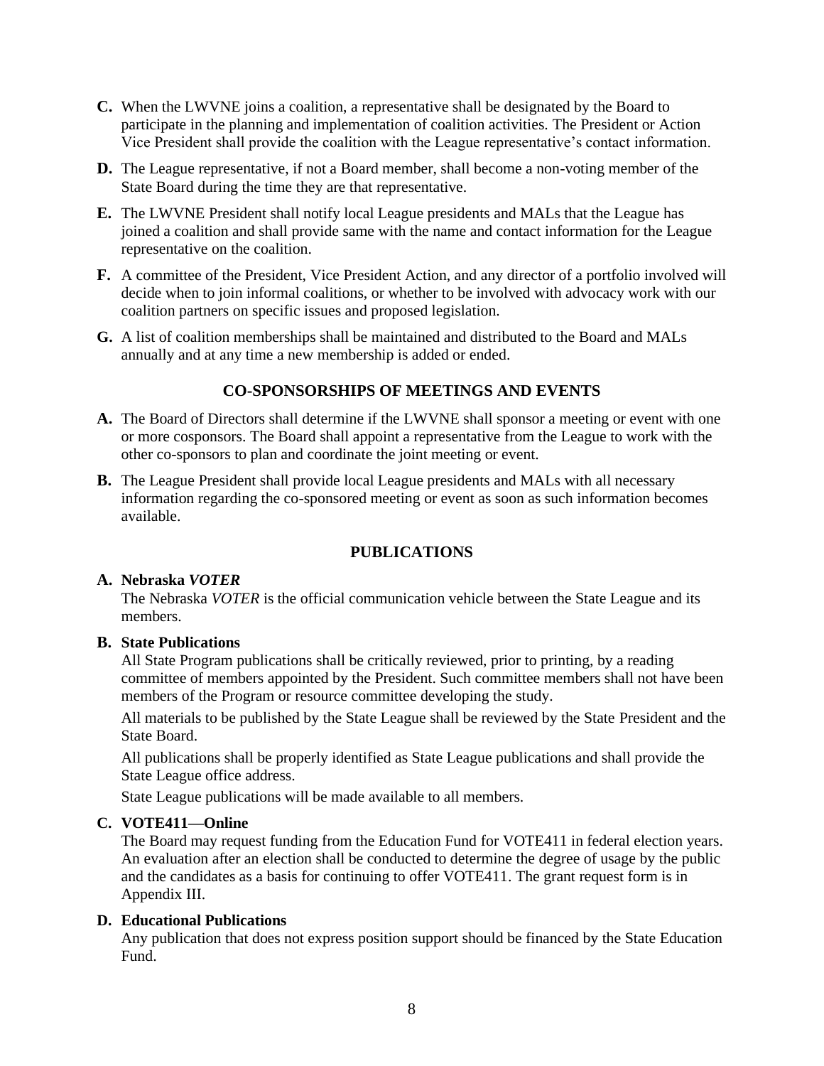**C.** When the LWVNE joins a coalition, a representative shall be designated by the Board to participate in the planning and implementation of coalition activities. The President or Action Vice President shall provide the coalition with the League representative's contact information.

**D.** The League representative, if not a Board member, shall become a non-voting member of the State Board during the time they are that representative.

**E.** The LWVNE President shall notify local League presidents and MALs that the League has joined a coalition and shall provide same with the name and contact information for the League representative on the coalition.

**F.** A committee of the President, Vice President Action, and any director of a portfolio involved will decide when to join informal coalitions, or whether to be involved with advocacy work with our coalition partners on specific issues and proposed legislation.

**G.** A list of coalition memberships shall be maintained and distributed to the Board and MALs annually and at any time a new membership is added or ended.

## CO-SPONSORSHIPS OF MEETINGS AND EVENTS

**A.** The Board of Directors shall determine if the LWVNE shall sponsor a meeting or event with one or more cosponsors. The Board shall appoint a representative from the League to work with the other co-sponsors to plan and coordinate the joint meeting or event.

**B.** The League President shall provide local League presidents and MALs with all necessary information regarding the co-sponsored meeting or event as soon as such information becomes available.

## PUBLICATIONS

**A. Nebraska *VOTER***

The Nebraska *VOTER* is the official communication vehicle between the State League and its members.

**B. State Publications**

All State Program publications shall be critically reviewed, prior to printing, by a reading committee of members appointed by the President. Such committee members shall not have been members of the Program or resource committee developing the study.

All materials to be published by the State League shall be reviewed by the State President and the State Board.

All publications shall be properly identified as State League publications and shall provide the State League office address.

State League publications will be made available to all members.

**C. VOTE411—Online**

The Board may request funding from the Education Fund for VOTE411 in federal election years. An evaluation after an election shall be conducted to determine the degree of usage by the public and the candidates as a basis for continuing to offer VOTE411. The grant request form is in Appendix III.

**D. Educational Publications**

Any publication that does not express position support should be financed by the State Education Fund.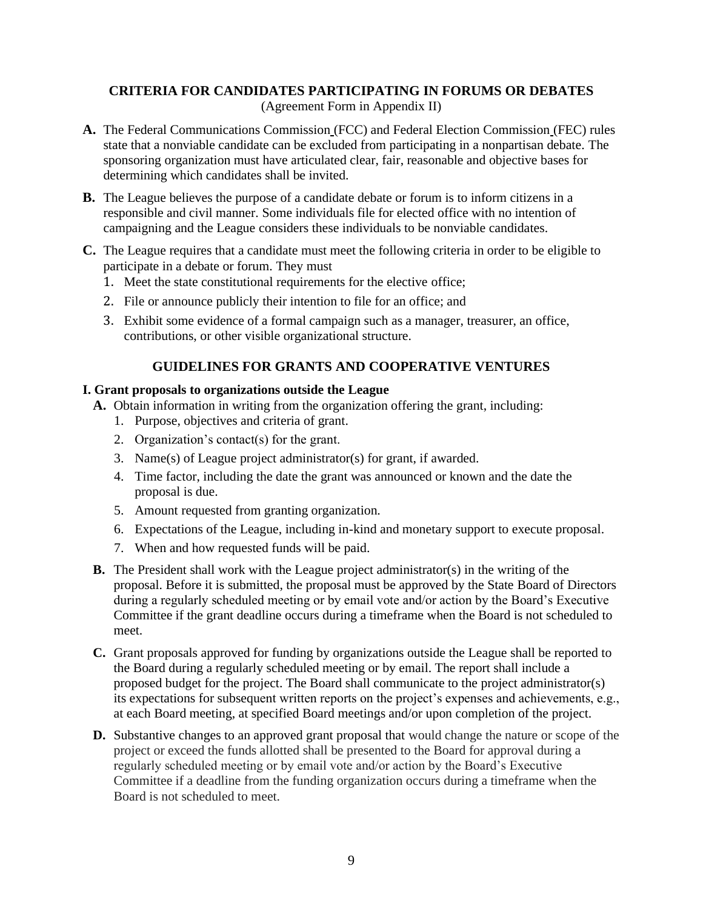## CRITERIA FOR CANDIDATES PARTICIPATING IN FORUMS OR DEBATES

(Agreement Form in Appendix II)

**A.** The Federal Communications Commission (FCC) and Federal Election Commission (FEC) rules state that a nonviable candidate can be excluded from participating in a nonpartisan debate. The sponsoring organization must have articulated clear, fair, reasonable and objective bases for determining which candidates shall be invited.

**B.** The League believes the purpose of a candidate debate or forum is to inform citizens in a responsible and civil manner. Some individuals file for elected office with no intention of campaigning and the League considers these individuals to be nonviable candidates.

**C.** The League requires that a candidate must meet the following criteria in order to be eligible to participate in a debate or forum. They must

1. Meet the state constitutional requirements for the elective office;
2. File or announce publicly their intention to file for an office; and
3. Exhibit some evidence of a formal campaign such as a manager, treasurer, an office, contributions, or other visible organizational structure.

## GUIDELINES FOR GRANTS AND COOPERATIVE VENTURES

### I. Grant proposals to organizations outside the League

**A.** Obtain information in writing from the organization offering the grant, including:

1. Purpose, objectives and criteria of grant.
2. Organization's contact(s) for the grant.
3. Name(s) of League project administrator(s) for grant, if awarded.
4. Time factor, including the date the grant was announced or known and the date the proposal is due.
5. Amount requested from granting organization.
6. Expectations of the League, including in-kind and monetary support to execute proposal.
7. When and how requested funds will be paid.

**B.** The President shall work with the League project administrator(s) in the writing of the proposal. Before it is submitted, the proposal must be approved by the State Board of Directors during a regularly scheduled meeting or by email vote and/or action by the Board's Executive Committee if the grant deadline occurs during a timeframe when the Board is not scheduled to meet.

**C.** Grant proposals approved for funding by organizations outside the League shall be reported to the Board during a regularly scheduled meeting or by email. The report shall include a proposed budget for the project. The Board shall communicate to the project administrator(s) its expectations for subsequent written reports on the project's expenses and achievements, e.g., at each Board meeting, at specified Board meetings and/or upon completion of the project.

**D.** Substantive changes to an approved grant proposal that would change the nature or scope of the project or exceed the funds allotted shall be presented to the Board for approval during a regularly scheduled meeting or by email vote and/or action by the Board's Executive Committee if a deadline from the funding organization occurs during a timeframe when the Board is not scheduled to meet.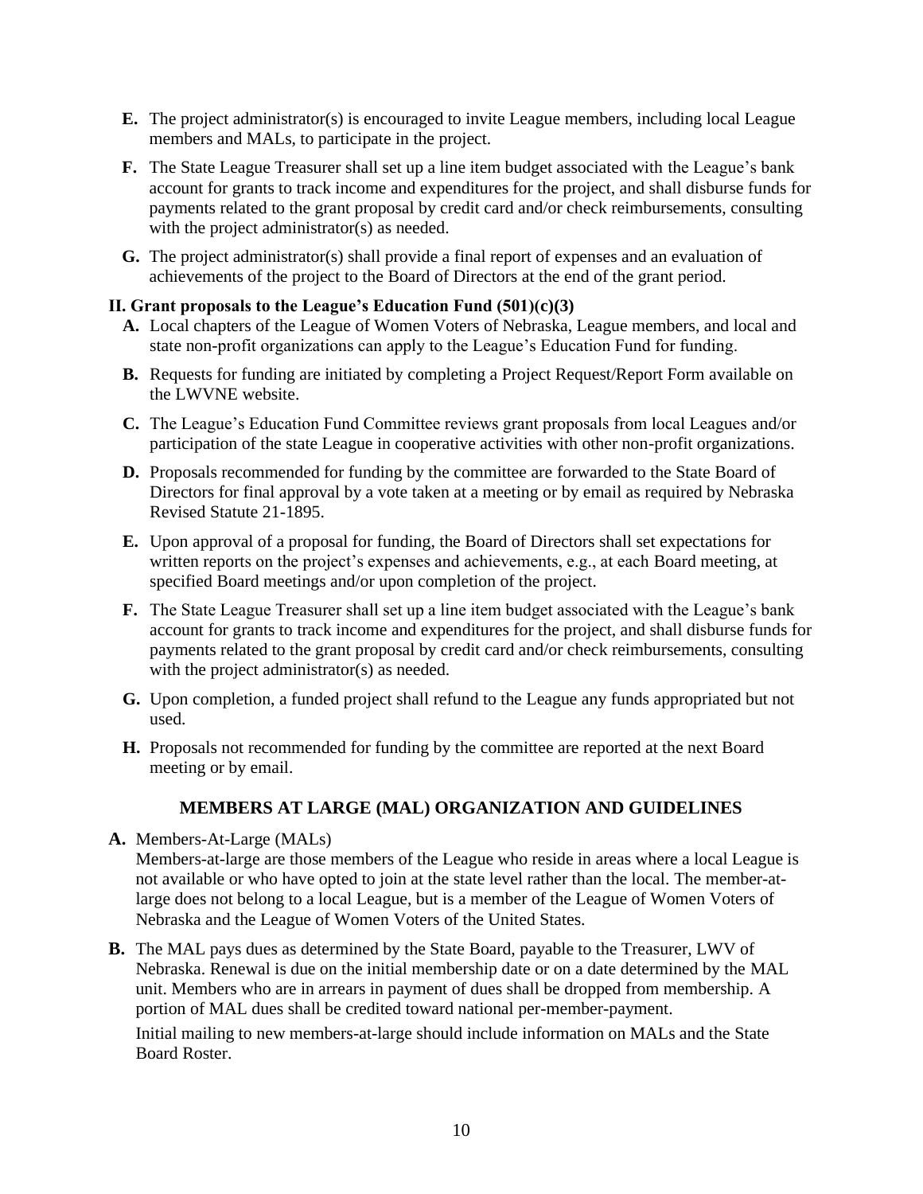- **E.** The project administrator(s) is encouraged to invite League members, including local League members and MALs, to participate in the project.
- **F.** The State League Treasurer shall set up a line item budget associated with the League's bank account for grants to track income and expenditures for the project, and shall disburse funds for payments related to the grant proposal by credit card and/or check reimbursements, consulting with the project administrator(s) as needed.
- **G.** The project administrator(s) shall provide a final report of expenses and an evaluation of achievements of the project to the Board of Directors at the end of the grant period.

**II. Grant proposals to the League's Education Fund (501)(c)(3)**

- **A.** Local chapters of the League of Women Voters of Nebraska, League members, and local and state non-profit organizations can apply to the League's Education Fund for funding.
- **B.** Requests for funding are initiated by completing a Project Request/Report Form available on the LWVNE website.
- **C.** The League's Education Fund Committee reviews grant proposals from local Leagues and/or participation of the state League in cooperative activities with other non-profit organizations.
- **D.** Proposals recommended for funding by the committee are forwarded to the State Board of Directors for final approval by a vote taken at a meeting or by email as required by Nebraska Revised Statute 21-1895.
- **E.** Upon approval of a proposal for funding, the Board of Directors shall set expectations for written reports on the project's expenses and achievements, e.g., at each Board meeting, at specified Board meetings and/or upon completion of the project.
- **F.** The State League Treasurer shall set up a line item budget associated with the League's bank account for grants to track income and expenditures for the project, and shall disburse funds for payments related to the grant proposal by credit card and/or check reimbursements, consulting with the project administrator(s) as needed.
- **G.** Upon completion, a funded project shall refund to the League any funds appropriated but not used.
- **H.** Proposals not recommended for funding by the committee are reported at the next Board meeting or by email.

## MEMBERS AT LARGE (MAL) ORGANIZATION AND GUIDELINES

**A.** Members-At-Large (MALs)
Members-at-large are those members of the League who reside in areas where a local League is not available or who have opted to join at the state level rather than the local. The member-at-large does not belong to a local League, but is a member of the League of Women Voters of Nebraska and the League of Women Voters of the United States.

**B.** The MAL pays dues as determined by the State Board, payable to the Treasurer, LWV of Nebraska. Renewal is due on the initial membership date or on a date determined by the MAL unit. Members who are in arrears in payment of dues shall be dropped from membership. A portion of MAL dues shall be credited toward national per-member-payment.

Initial mailing to new members-at-large should include information on MALs and the State Board Roster.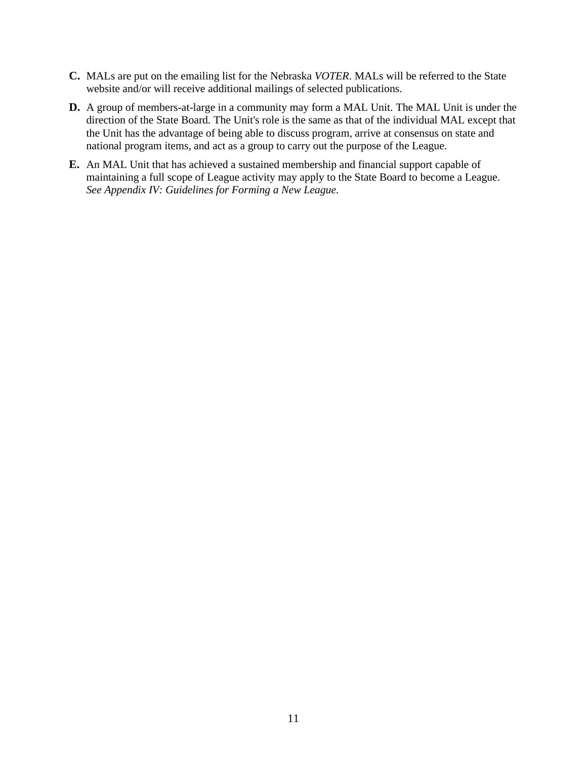**C.** MALs are put on the emailing list for the Nebraska *VOTER*. MALs will be referred to the State website and/or will receive additional mailings of selected publications.

**D.** A group of members-at-large in a community may form a MAL Unit. The MAL Unit is under the direction of the State Board. The Unit's role is the same as that of the individual MAL except that the Unit has the advantage of being able to discuss program, arrive at consensus on state and national program items, and act as a group to carry out the purpose of the League.

**E.** An MAL Unit that has achieved a sustained membership and financial support capable of maintaining a full scope of League activity may apply to the State Board to become a League. *See Appendix IV: Guidelines for Forming a New League.*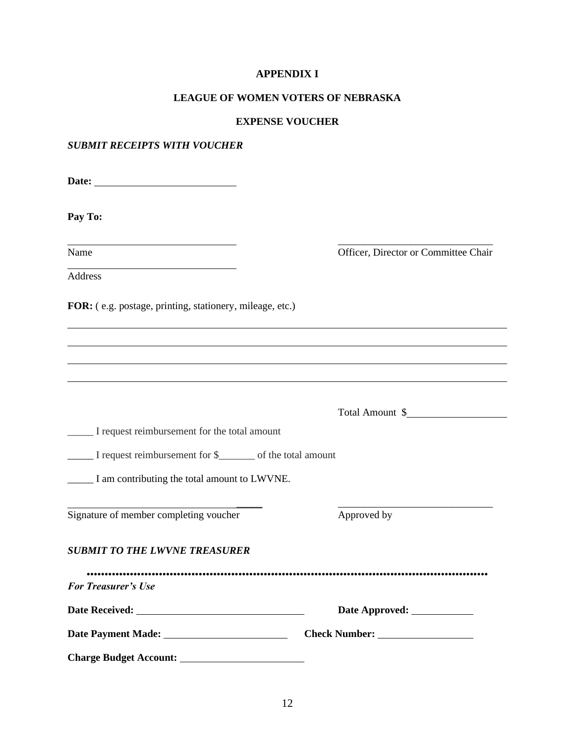## APPENDIX I

## LEAGUE OF WOMEN VOTERS OF NEBRASKA

## EXPENSE VOUCHER

***SUBMIT RECEIPTS WITH VOUCHER***

**Date:** ____________________________

**Pay To:**

________________________________ ________________________________
Name Officer, Director or Committee Chair

________________________________
Address

**FOR:** ( e.g. postage, printing, stationery, mileage, etc.)

________________________________________________________________________________

________________________________________________________________________________

________________________________________________________________________________

________________________________________________________________________________

Total Amount $____________________

_____ I request reimbursement for the total amount

_____ I request reimbursement for $_______ of the total amount

_____ I am contributing the total amount to LWVNE.

________________________________ ________________________________
Signature of member completing voucher Approved by

***SUBMIT TO THE LWVNE TREASURER***

••••••••••••••••••••••••••••••••••••••••••••••••••••••••••••••••••••••••••••••••••••••••••••

***For Treasurer's Use***

**Date Received:** ________________________________ **Date Approved:** ____________

**Date Payment Made:** ________________________ **Check Number:** __________________

**Charge Budget Account:** ________________________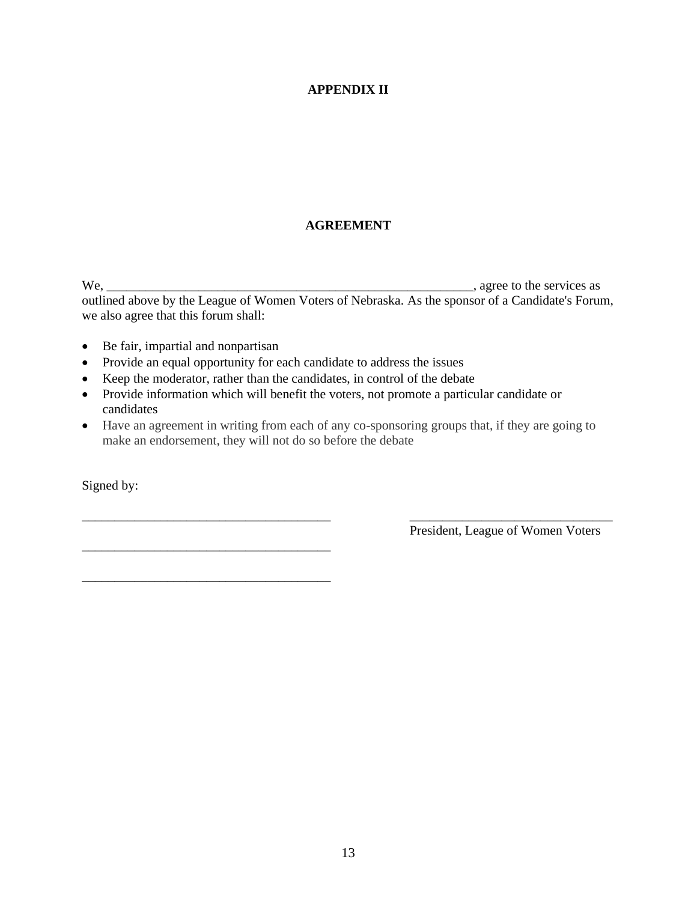## APPENDIX II

## AGREEMENT

We, ________________________________________________________, agree to the services as outlined above by the League of Women Voters of Nebraska. As the sponsor of a Candidate's Forum, we also agree that this forum shall:

- Be fair, impartial and nonpartisan
- Provide an equal opportunity for each candidate to address the issues
- Keep the moderator, rather than the candidates, in control of the debate
- Provide information which will benefit the voters, not promote a particular candidate or candidates
- Have an agreement in writing from each of any co-sponsoring groups that, if they are going to make an endorsement, they will not do so before the debate

Signed by:

______________________________________

______________________________________

______________________________________

_______________________________
President, League of Women Voters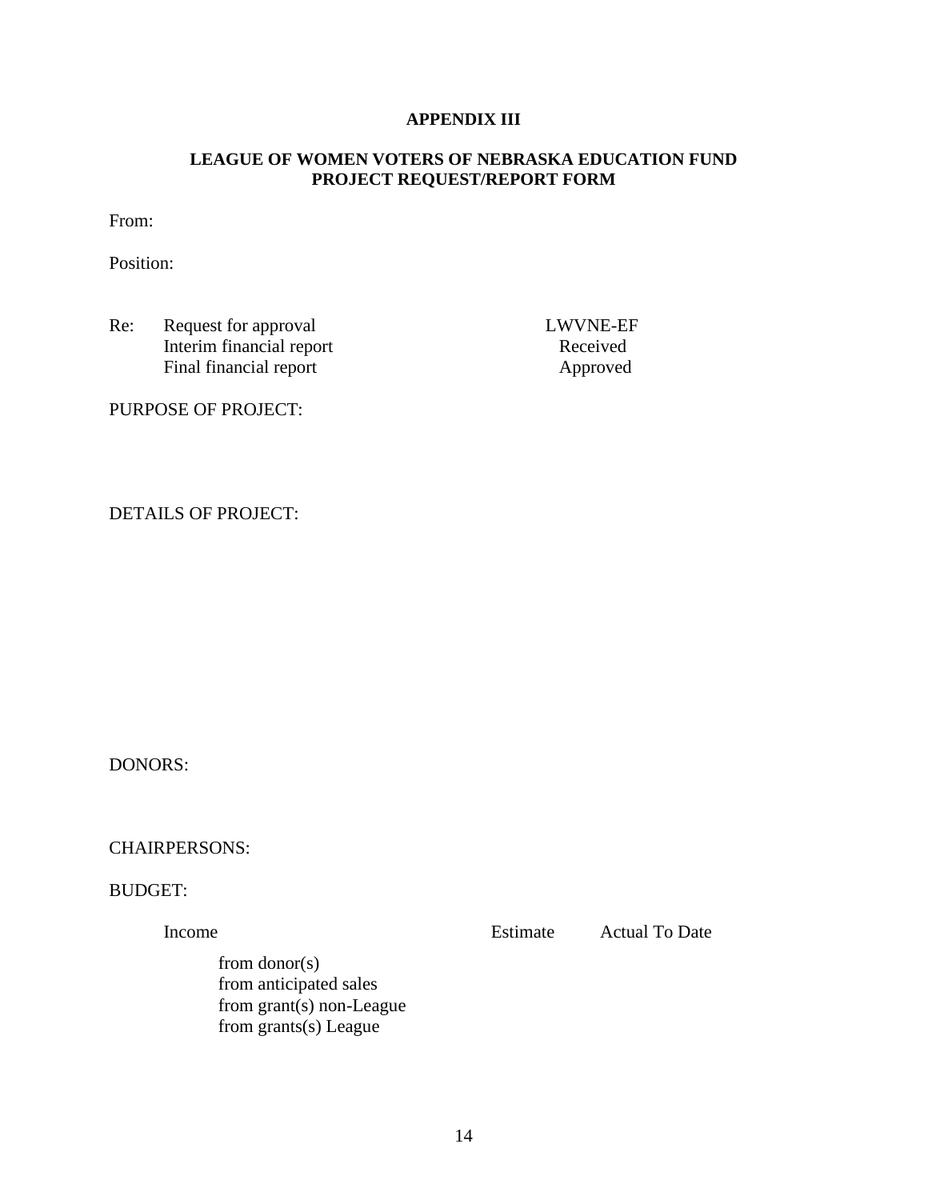## APPENDIX III

## LEAGUE OF WOMEN VOTERS OF NEBRASKA EDUCATION FUND PROJECT REQUEST/REPORT FORM

From:

Position:

| Re: | | LWVNE-EF |
|---|---|---|
| | Request for approval | |
| | Interim financial report | Received |
| | Final financial report | Approved |

PURPOSE OF PROJECT:

DETAILS OF PROJECT:

DONORS:

CHAIRPERSONS:

BUDGET:

| Income | Estimate | Actual To Date |
|---|---|---|
| from donor(s) | | |
| from anticipated sales | | |
| from grant(s) non-League | | |
| from grants(s) League | | |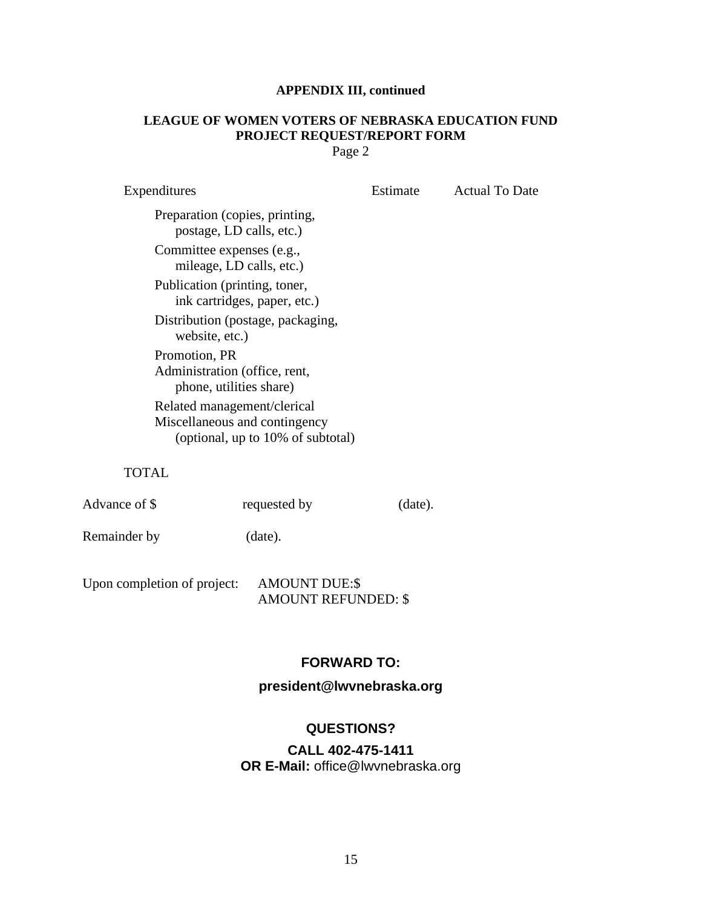**APPENDIX III, continued**

**LEAGUE OF WOMEN VOTERS OF NEBRASKA EDUCATION FUND**
**PROJECT REQUEST/REPORT FORM**
Page 2

| Expenditures | Estimate | Actual To Date |
|---|---|---|
| Preparation (copies, printing, postage, LD calls, etc.) | | |
| Committee expenses (e.g., mileage, LD calls, etc.) | | |
| Publication (printing, toner, ink cartridges, paper, etc.) | | |
| Distribution (postage, packaging, website, etc.) | | |
| Promotion, PR | | |
| Administration (office, rent, phone, utilities share) | | |
| Related management/clerical | | |
| Miscellaneous and contingency (optional, up to 10% of subtotal) | | |
| TOTAL | | |

Advance of $ requested by (date).

Remainder by (date).

Upon completion of project: AMOUNT DUE:$
AMOUNT REFUNDED: $

**FORWARD TO:**

**president@lwvnebraska.org**

**QUESTIONS?**

**CALL 402-475-1411**
**OR E-Mail:** office@lwvnebraska.org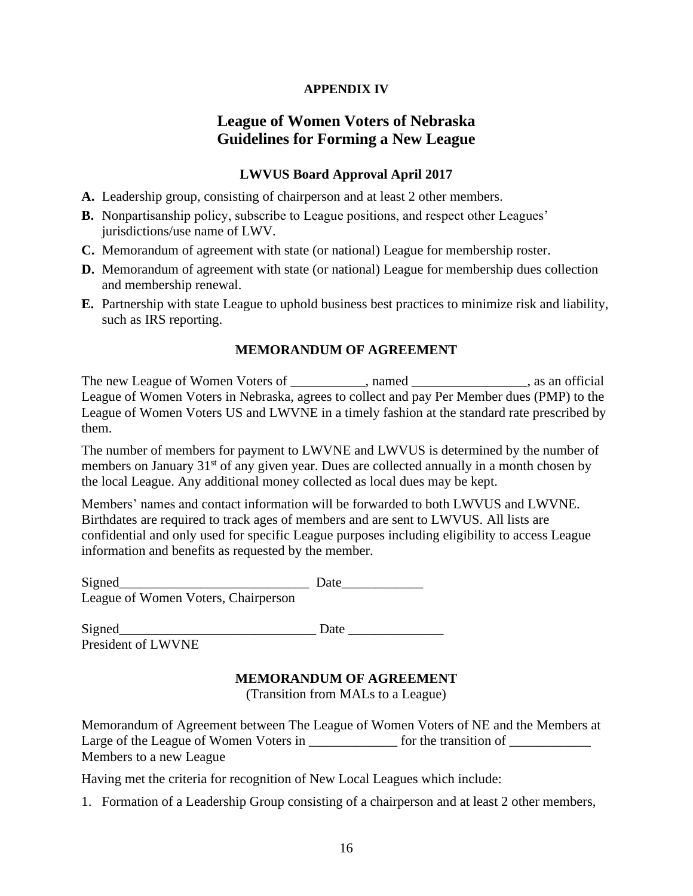**APPENDIX IV**

# League of Women Voters of Nebraska
# Guidelines for Forming a New League

**LWVUS Board Approval April 2017**

**A.** Leadership group, consisting of chairperson and at least 2 other members.

**B.** Nonpartisanship policy, subscribe to League positions, and respect other Leagues' jurisdictions/use name of LWV.

**C.** Memorandum of agreement with state (or national) League for membership roster.

**D.** Memorandum of agreement with state (or national) League for membership dues collection and membership renewal.

**E.** Partnership with state League to uphold business best practices to minimize risk and liability, such as IRS reporting.

## MEMORANDUM OF AGREEMENT

The new League of Women Voters of ___________, named _________________, as an official League of Women Voters in Nebraska, agrees to collect and pay Per Member dues (PMP) to the League of Women Voters US and LWVNE in a timely fashion at the standard rate prescribed by them.

The number of members for payment to LWVNE and LWVUS is determined by the number of members on January 31st of any given year. Dues are collected annually in a month chosen by the local League. Any additional money collected as local dues may be kept.

Members' names and contact information will be forwarded to both LWVUS and LWVNE. Birthdates are required to track ages of members and are sent to LWVUS. All lists are confidential and only used for specific League purposes including eligibility to access League information and benefits as requested by the member.

Signed___________________________ Date____________
League of Women Voters, Chairperson

Signed_____________________________ Date ______________
President of LWVNE

## MEMORANDUM OF AGREEMENT

(Transition from MALs to a League)

Memorandum of Agreement between The League of Women Voters of NE and the Members at Large of the League of Women Voters in _____________ for the transition of ____________ Members to a new League

Having met the criteria for recognition of New Local Leagues which include:

1. Formation of a Leadership Group consisting of a chairperson and at least 2 other members,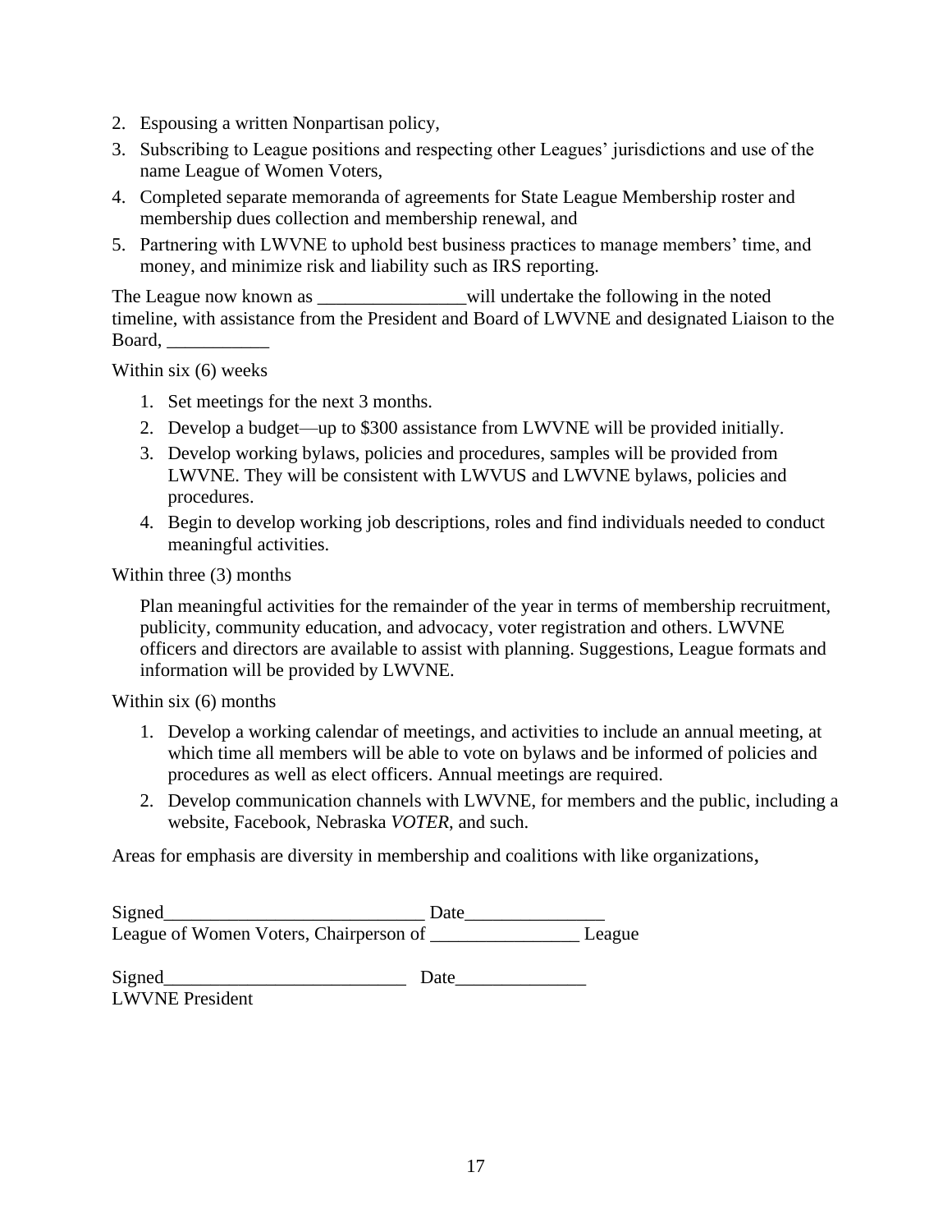2. Espousing a written Nonpartisan policy,
3. Subscribing to League positions and respecting other Leagues' jurisdictions and use of the name League of Women Voters,
4. Completed separate memoranda of agreements for State League Membership roster and membership dues collection and membership renewal, and
5. Partnering with LWVNE to uphold best business practices to manage members' time, and money, and minimize risk and liability such as IRS reporting.

The League now known as ________________will undertake the following in the noted timeline, with assistance from the President and Board of LWVNE and designated Liaison to the Board, ___________

Within six (6) weeks

1. Set meetings for the next 3 months.
2. Develop a budget—up to $300 assistance from LWVNE will be provided initially.
3. Develop working bylaws, policies and procedures, samples will be provided from LWVNE. They will be consistent with LWVUS and LWVNE bylaws, policies and procedures.
4. Begin to develop working job descriptions, roles and find individuals needed to conduct meaningful activities.

Within three (3) months

Plan meaningful activities for the remainder of the year in terms of membership recruitment, publicity, community education, and advocacy, voter registration and others. LWVNE officers and directors are available to assist with planning. Suggestions, League formats and information will be provided by LWVNE.

Within six (6) months

1. Develop a working calendar of meetings, and activities to include an annual meeting, at which time all members will be able to vote on bylaws and be informed of policies and procedures as well as elect officers. Annual meetings are required.
2. Develop communication channels with LWVNE, for members and the public, including a website, Facebook, Nebraska *VOTER*, and such.

Areas for emphasis are diversity in membership and coalitions with like organizations,

Signed____________________________ Date_______________
League of Women Voters, Chairperson of ________________ League

Signed__________________________ Date______________
LWVNE President